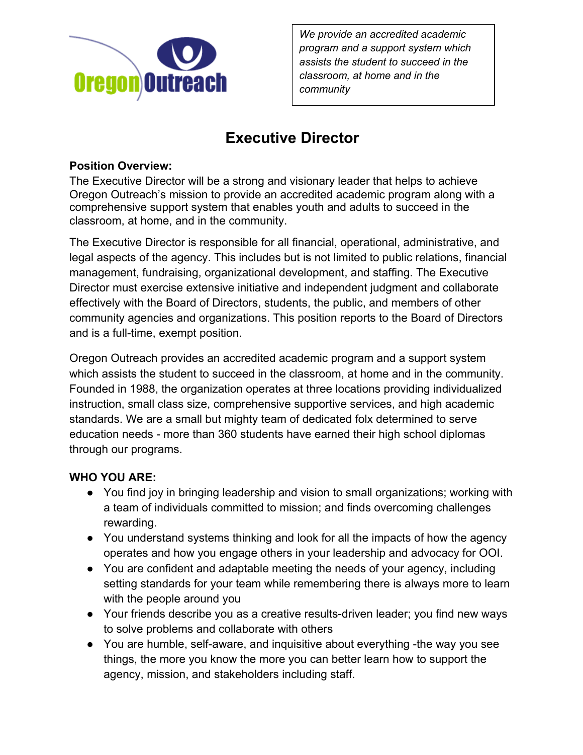*We provide an accredited academic program and a support system which assists the student to succeed in the classroom, at home and in the community*

# Executive Director

**Position Overview:**

The Executive Director will be a strong and visionary leader that helps to achieve Oregon Outreach's mission to provide an accredited academic program along with a comprehensive support system that enables youth and adults to succeed in the classroom, at home, and in the community.

The Executive Director is responsible for all financial, operational, administrative, and legal aspects of the agency. This includes but is not limited to public relations, financial management, fundraising, organizational development, and staffing. The Executive Director must exercise extensive initiative and independent judgment and collaborate effectively with the Board of Directors, students, the public, and members of other community agencies and organizations. This position reports to the Board of Directors and is a full-time, exempt position.

Oregon Outreach provides an accredited academic program and a support system which assists the student to succeed in the classroom, at home and in the community. Founded in 1988, the organization operates at three locations providing individualized instruction, small class size, comprehensive supportive services, and high academic standards. We are a small but mighty team of dedicated folx determined to serve education needs - more than 360 students have earned their high school diplomas through our programs.

**WHO YOU ARE:**

- You find joy in bringing leadership and vision to small organizations; working with a team of individuals committed to mission; and finds overcoming challenges rewarding.
- You understand systems thinking and look for all the impacts of how the agency operates and how you engage others in your leadership and advocacy for OOI.
- You are confident and adaptable meeting the needs of your agency, including setting standards for your team while remembering there is always more to learn with the people around you
- Your friends describe you as a creative results-driven leader; you find new ways to solve problems and collaborate with others
- You are humble, self-aware, and inquisitive about everything -the way you see things, the more you know the more you can better learn how to support the agency, mission, and stakeholders including staff.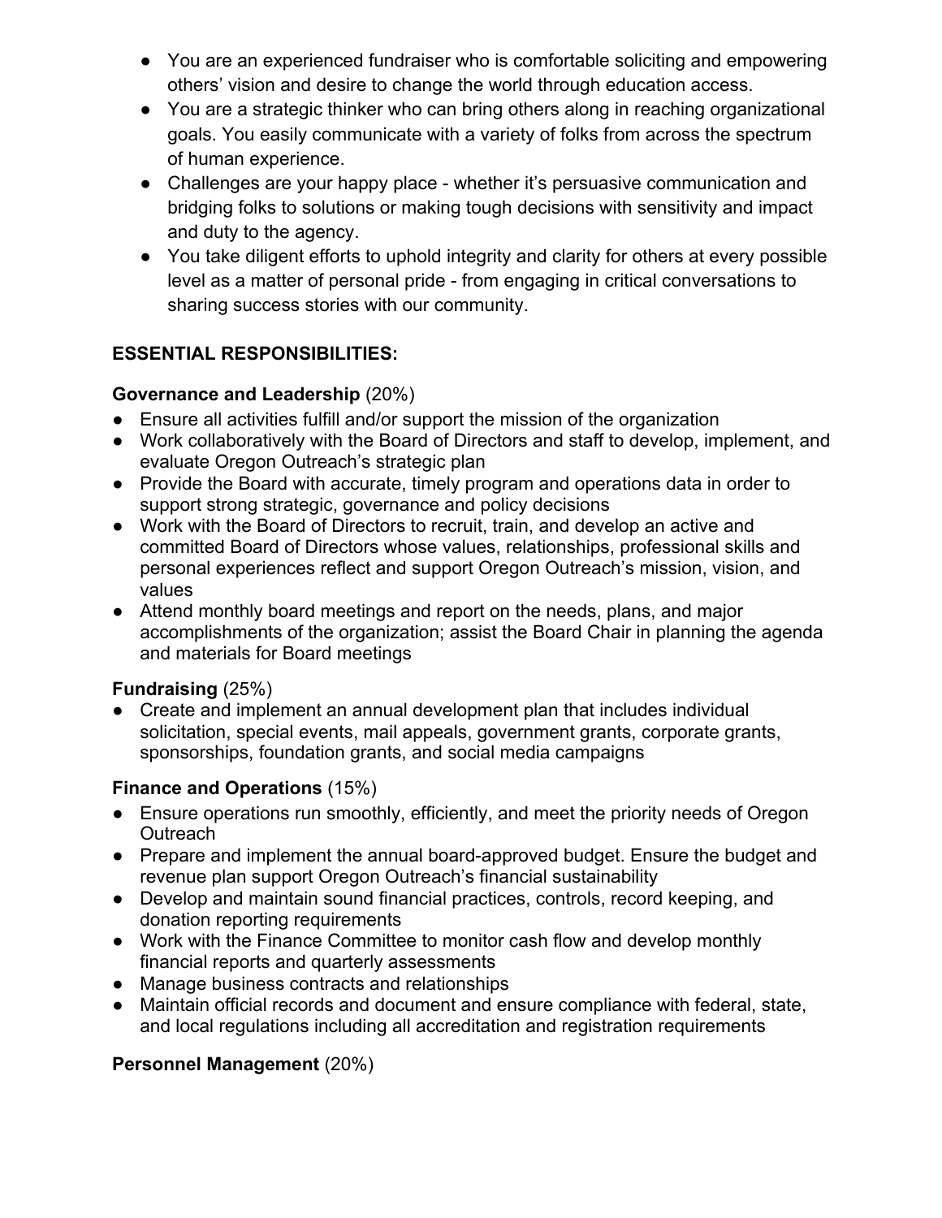- You are an experienced fundraiser who is comfortable soliciting and empowering others' vision and desire to change the world through education access.
- You are a strategic thinker who can bring others along in reaching organizational goals. You easily communicate with a variety of folks from across the spectrum of human experience.
- Challenges are your happy place - whether it's persuasive communication and bridging folks to solutions or making tough decisions with sensitivity and impact and duty to the agency.
- You take diligent efforts to uphold integrity and clarity for others at every possible level as a matter of personal pride - from engaging in critical conversations to sharing success stories with our community.

**ESSENTIAL RESPONSIBILITIES:**

**Governance and Leadership** (20%)

- Ensure all activities fulfill and/or support the mission of the organization
- Work collaboratively with the Board of Directors and staff to develop, implement, and evaluate Oregon Outreach's strategic plan
- Provide the Board with accurate, timely program and operations data in order to support strong strategic, governance and policy decisions
- Work with the Board of Directors to recruit, train, and develop an active and committed Board of Directors whose values, relationships, professional skills and personal experiences reflect and support Oregon Outreach's mission, vision, and values
- Attend monthly board meetings and report on the needs, plans, and major accomplishments of the organization; assist the Board Chair in planning the agenda and materials for Board meetings

**Fundraising** (25%)

- Create and implement an annual development plan that includes individual solicitation, special events, mail appeals, government grants, corporate grants, sponsorships, foundation grants, and social media campaigns

**Finance and Operations** (15%)

- Ensure operations run smoothly, efficiently, and meet the priority needs of Oregon Outreach
- Prepare and implement the annual board-approved budget. Ensure the budget and revenue plan support Oregon Outreach's financial sustainability
- Develop and maintain sound financial practices, controls, record keeping, and donation reporting requirements
- Work with the Finance Committee to monitor cash flow and develop monthly financial reports and quarterly assessments
- Manage business contracts and relationships
- Maintain official records and document and ensure compliance with federal, state, and local regulations including all accreditation and registration requirements

**Personnel Management** (20%)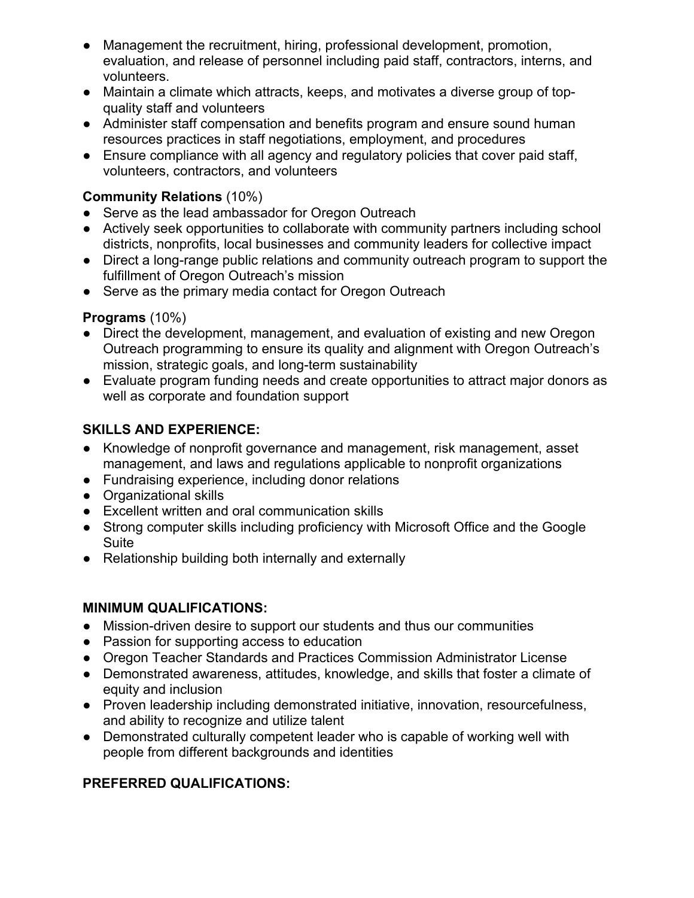- Management the recruitment, hiring, professional development, promotion, evaluation, and release of personnel including paid staff, contractors, interns, and volunteers.
- Maintain a climate which attracts, keeps, and motivates a diverse group of top-quality staff and volunteers
- Administer staff compensation and benefits program and ensure sound human resources practices in staff negotiations, employment, and procedures
- Ensure compliance with all agency and regulatory policies that cover paid staff, volunteers, contractors, and volunteers

**Community Relations** (10%)
- Serve as the lead ambassador for Oregon Outreach
- Actively seek opportunities to collaborate with community partners including school districts, nonprofits, local businesses and community leaders for collective impact
- Direct a long-range public relations and community outreach program to support the fulfillment of Oregon Outreach's mission
- Serve as the primary media contact for Oregon Outreach

**Programs** (10%)
- Direct the development, management, and evaluation of existing and new Oregon Outreach programming to ensure its quality and alignment with Oregon Outreach's mission, strategic goals, and long-term sustainability
- Evaluate program funding needs and create opportunities to attract major donors as well as corporate and foundation support

**SKILLS AND EXPERIENCE:**
- Knowledge of nonprofit governance and management, risk management, asset management, and laws and regulations applicable to nonprofit organizations
- Fundraising experience, including donor relations
- Organizational skills
- Excellent written and oral communication skills
- Strong computer skills including proficiency with Microsoft Office and the Google Suite
- Relationship building both internally and externally

**MINIMUM QUALIFICATIONS:**
- Mission-driven desire to support our students and thus our communities
- Passion for supporting access to education
- Oregon Teacher Standards and Practices Commission Administrator License
- Demonstrated awareness, attitudes, knowledge, and skills that foster a climate of equity and inclusion
- Proven leadership including demonstrated initiative, innovation, resourcefulness, and ability to recognize and utilize talent
- Demonstrated culturally competent leader who is capable of working well with people from different backgrounds and identities

**PREFERRED QUALIFICATIONS:**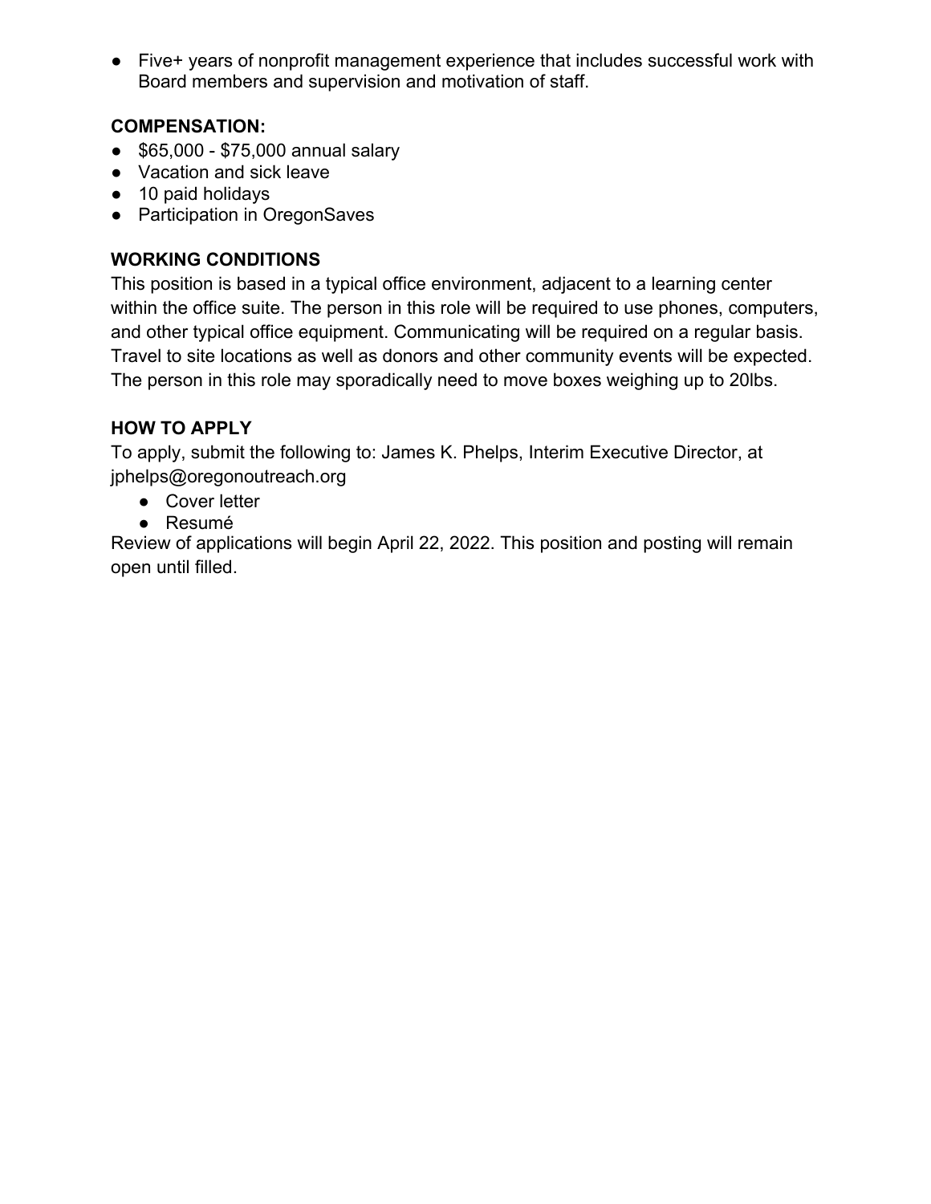- Five+ years of nonprofit management experience that includes successful work with Board members and supervision and motivation of staff.

**COMPENSATION:**

- $65,000 - $75,000 annual salary
- Vacation and sick leave
- 10 paid holidays
- Participation in OregonSaves

**WORKING CONDITIONS**

This position is based in a typical office environment, adjacent to a learning center within the office suite. The person in this role will be required to use phones, computers, and other typical office equipment. Communicating will be required on a regular basis. Travel to site locations as well as donors and other community events will be expected. The person in this role may sporadically need to move boxes weighing up to 20lbs.

**HOW TO APPLY**

To apply, submit the following to: James K. Phelps, Interim Executive Director, at jphelps@oregonoutreach.org

- Cover letter
- Resumé

Review of applications will begin April 22, 2022. This position and posting will remain open until filled.